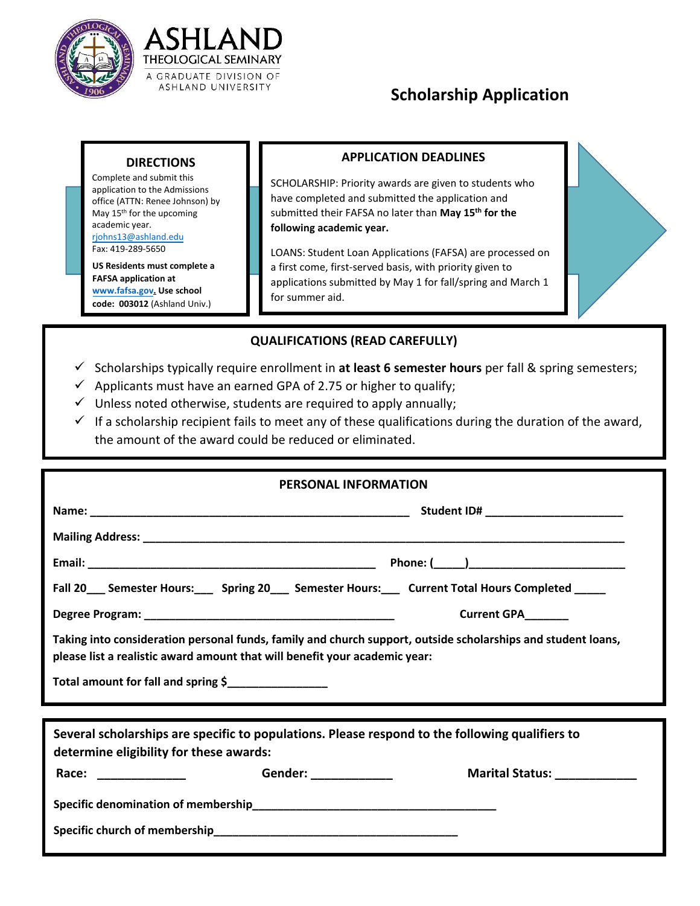# ASHLAND THEOLOGICAL SEMINARY

A GRADUATE DIVISION OF ASHLAND UNIVERSITY

## Scholarship Application

### DIRECTIONS

Complete and submit this application to the Admissions office (ATTN: Renee Johnson) by May 15th for the upcoming academic year.
rjohns13@ashland.edu
Fax: 419-289-5650

**US Residents must complete a FAFSA application at www.fafsa.gov. Use school code: 003012** (Ashland Univ.)

### APPLICATION DEADLINES

SCHOLARSHIP: Priority awards are given to students who have completed and submitted the application and submitted their FAFSA no later than **May 15th for the following academic year.**

LOANS: Student Loan Applications (FAFSA) are processed on a first come, first-served basis, with priority given to applications submitted by May 1 for fall/spring and March 1 for summer aid.

### QUALIFICATIONS (READ CAREFULLY)

- ✓ Scholarships typically require enrollment in **at least 6 semester hours** per fall & spring semesters;
- ✓ Applicants must have an earned GPA of 2.75 or higher to qualify;
- ✓ Unless noted otherwise, students are required to apply annually;
- ✓ If a scholarship recipient fails to meet any of these qualifications during the duration of the award, the amount of the award could be reduced or eliminated.

### PERSONAL INFORMATION

**Name:** ____________________________________________________ **Student ID#** ______________________

**Mailing Address:** ________________________________________________________________________________

**Email:** ________________________________________________ **Phone: (_____)**_________________________

**Fall 20___ Semester Hours:___ Spring 20___ Semester Hours:___ Current Total Hours Completed _____**

**Degree Program:** _________________________________________ **Current GPA_______**

**Taking into consideration personal funds, family and church support, outside scholarships and student loans, please list a realistic award amount that will benefit your academic year:**

**Total amount for fall and spring $________________**

**Several scholarships are specific to populations. Please respond to the following qualifiers to determine eligibility for these awards:**

**Race:** ______________ **Gender:** ____________ **Marital Status:** ____________

**Specific denomination of membership**______________________________________

**Specific church of membership**_______________________________________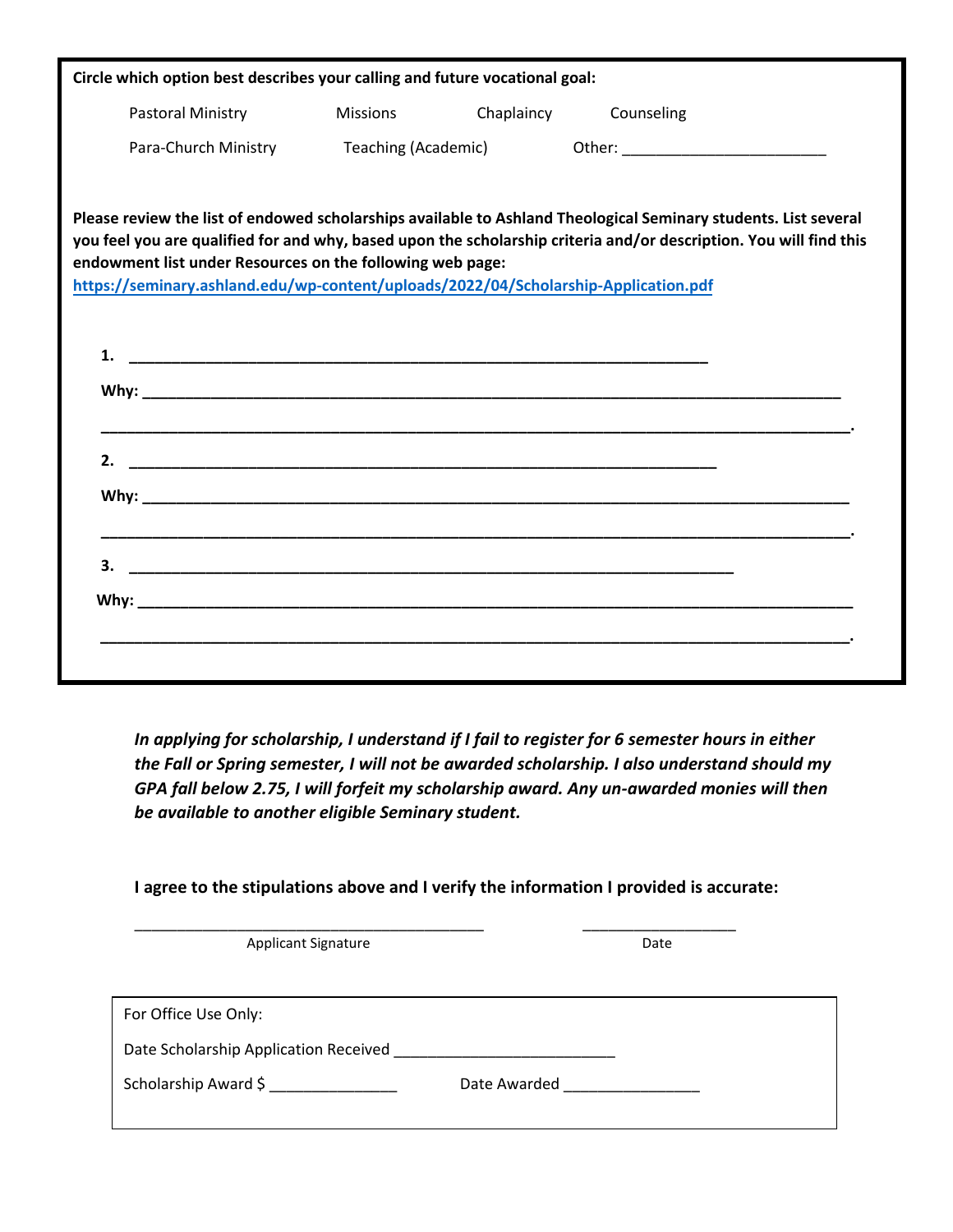**Circle which option best describes your calling and future vocational goal:**

Pastoral Ministry    Missions    Chaplaincy    Counseling

Para-Church Ministry    Teaching (Academic)    Other: ________________________

**Please review the list of endowed scholarships available to Ashland Theological Seminary students. List several you feel you are qualified for and why, based upon the scholarship criteria and/or description. You will find this endowment list under Resources on the following web page:**
**https://seminary.ashland.edu/wp-content/uploads/2022/04/Scholarship-Application.pdf**

**1.** ____________________________________________________________________

**Why:** ____________________________________________________________________

____________________________________________________________________________.

**2.** ____________________________________________________________________

**Why:** ____________________________________________________________________

____________________________________________________________________________.

**3.** ____________________________________________________________________

**Why:** ____________________________________________________________________

____________________________________________________________________________.

***In applying for scholarship, I understand if I fail to register for 6 semester hours in either the Fall or Spring semester, I will not be awarded scholarship. I also understand should my GPA fall below 2.75, I will forfeit my scholarship award. Any un-awarded monies will then be available to another eligible Seminary student.***

**I agree to the stipulations above and I verify the information I provided is accurate:**

________________________________________    ____________________
Applicant Signature    Date

For Office Use Only:

Date Scholarship Application Received ________________________

Scholarship Award $ ______________    Date Awarded _______________